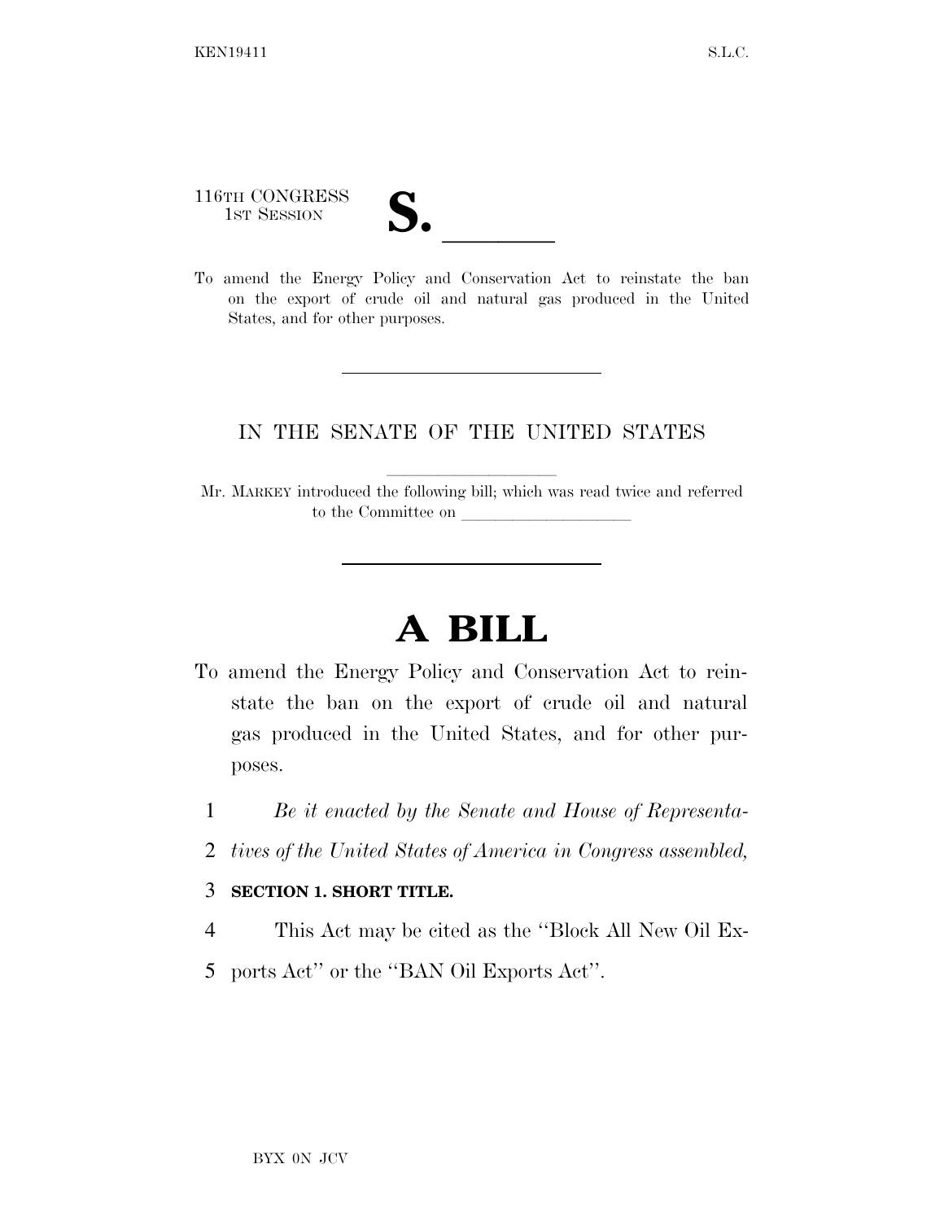116TH CONGRESS
1ST SESSION

# S. \_\_\_\_\_\_

To amend the Energy Policy and Conservation Act to reinstate the ban on the export of crude oil and natural gas produced in the United States, and for other purposes.

---

IN THE SENATE OF THE UNITED STATES

Mr. MARKEY introduced the following bill; which was read twice and referred to the Committee on \_\_\_\_\_\_\_\_\_\_\_\_\_\_\_\_\_\_\_\_

---

# A BILL

To amend the Energy Policy and Conservation Act to reinstate the ban on the export of crude oil and natural gas produced in the United States, and for other purposes.

1 *Be it enacted by the Senate and House of Representa-*
2 *tives of the United States of America in Congress assembled,*

3 **SECTION 1. SHORT TITLE.**

4 This Act may be cited as the ''Block All New Oil Ex-
5 ports Act'' or the ''BAN Oil Exports Act''.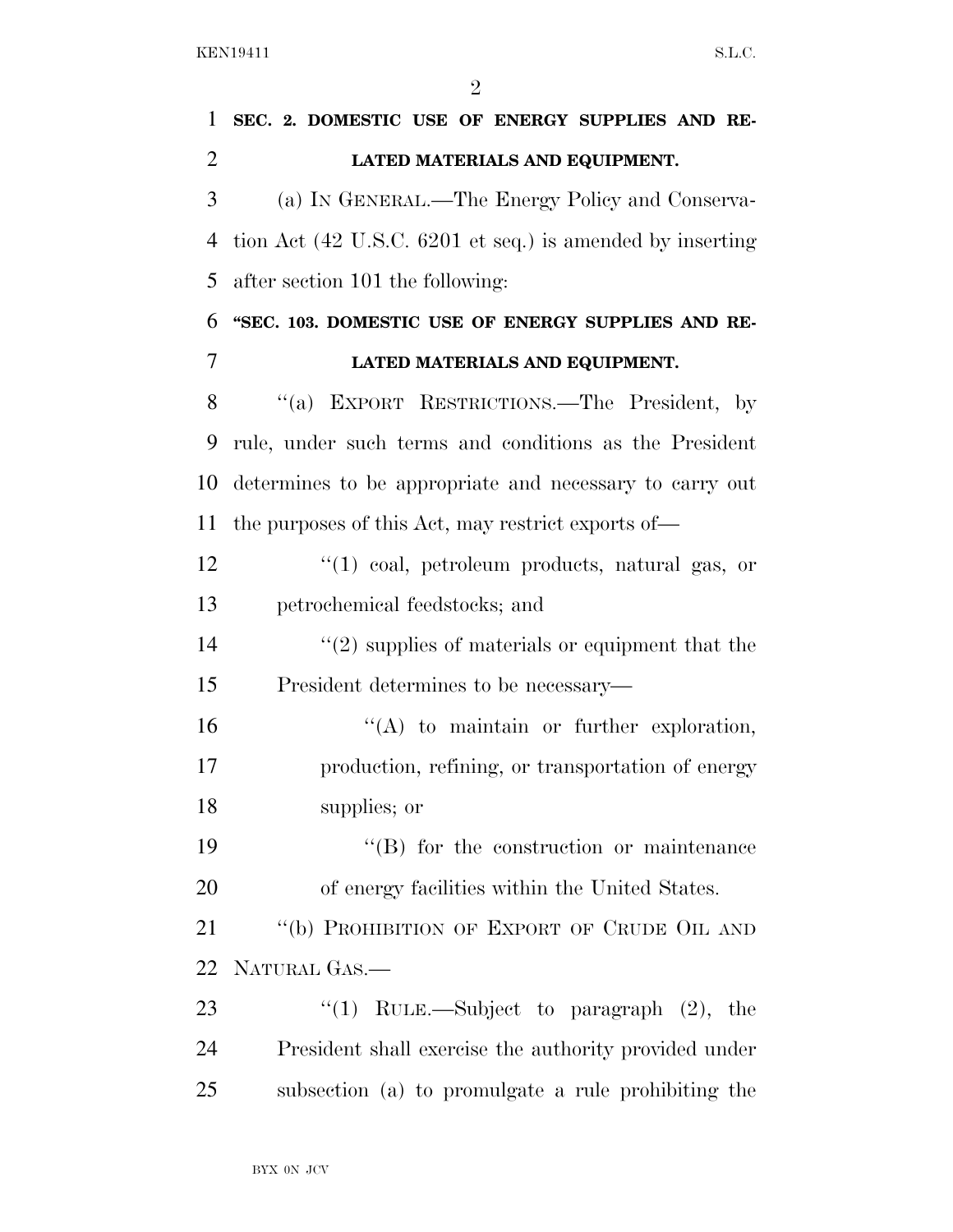**SEC. 2. DOMESTIC USE OF ENERGY SUPPLIES AND RELATED MATERIALS AND EQUIPMENT.**

(a) IN GENERAL.—The Energy Policy and Conservation Act (42 U.S.C. 6201 et seq.) is amended by inserting after section 101 the following:

**"SEC. 103. DOMESTIC USE OF ENERGY SUPPLIES AND RELATED MATERIALS AND EQUIPMENT.**

"(a) EXPORT RESTRICTIONS.—The President, by rule, under such terms and conditions as the President determines to be appropriate and necessary to carry out the purposes of this Act, may restrict exports of—

"(1) coal, petroleum products, natural gas, or petrochemical feedstocks; and

"(2) supplies of materials or equipment that the President determines to be necessary—

"(A) to maintain or further exploration, production, refining, or transportation of energy supplies; or

"(B) for the construction or maintenance of energy facilities within the United States.

"(b) PROHIBITION OF EXPORT OF CRUDE OIL AND NATURAL GAS.—

"(1) RULE.—Subject to paragraph (2), the President shall exercise the authority provided under subsection (a) to promulgate a rule prohibiting the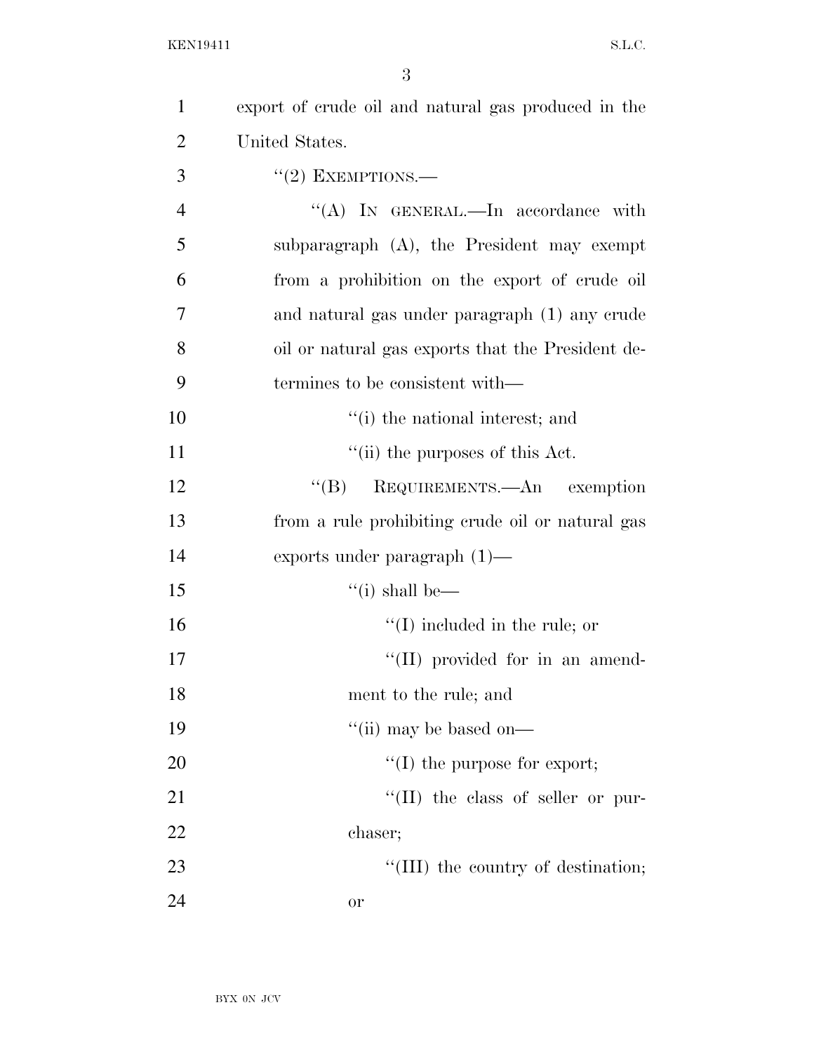export of crude oil and natural gas produced in the United States.

"(2) EXEMPTIONS.—

"(A) IN GENERAL.—In accordance with subparagraph (A), the President may exempt from a prohibition on the export of crude oil and natural gas under paragraph (1) any crude oil or natural gas exports that the President determines to be consistent with—

"(i) the national interest; and

"(ii) the purposes of this Act.

"(B) REQUIREMENTS.—An exemption from a rule prohibiting crude oil or natural gas exports under paragraph (1)—

"(i) shall be—

"(I) included in the rule; or

"(II) provided for in an amendment to the rule; and

"(ii) may be based on—

"(I) the purpose for export;

"(II) the class of seller or purchaser;

"(III) the country of destination; or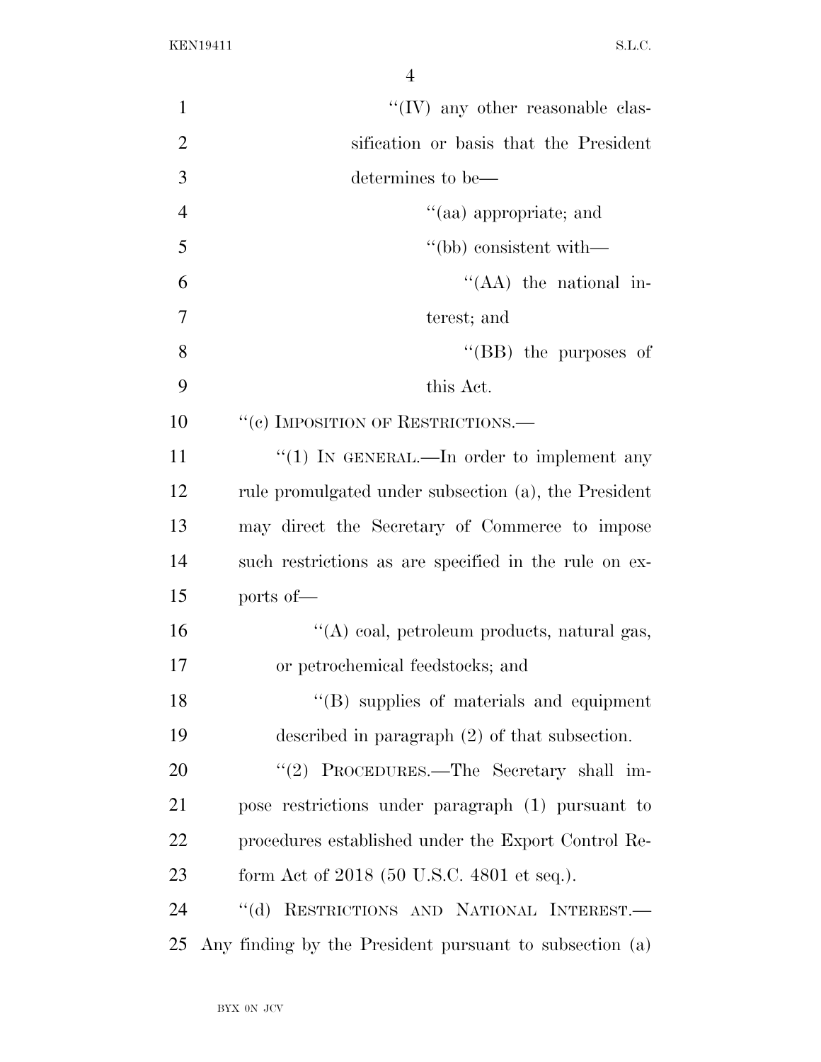"(IV) any other reasonable classification or basis that the President determines to be—

"(aa) appropriate; and

"(bb) consistent with—

"(AA) the national interest; and

"(BB) the purposes of this Act.

"(c) IMPOSITION OF RESTRICTIONS.—

"(1) IN GENERAL.—In order to implement any rule promulgated under subsection (a), the President may direct the Secretary of Commerce to impose such restrictions as are specified in the rule on exports of—

"(A) coal, petroleum products, natural gas, or petrochemical feedstocks; and

"(B) supplies of materials and equipment described in paragraph (2) of that subsection.

"(2) PROCEDURES.—The Secretary shall impose restrictions under paragraph (1) pursuant to procedures established under the Export Control Reform Act of 2018 (50 U.S.C. 4801 et seq.).

"(d) RESTRICTIONS AND NATIONAL INTEREST.—Any finding by the President pursuant to subsection (a)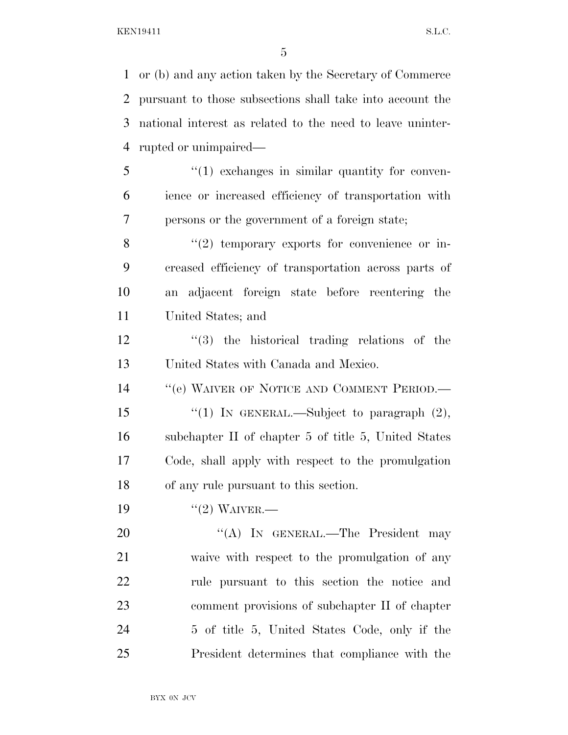or (b) and any action taken by the Secretary of Commerce pursuant to those subsections shall take into account the national interest as related to the need to leave uninterrupted or unimpaired—

''(1) exchanges in similar quantity for convenience or increased efficiency of transportation with persons or the government of a foreign state;

''(2) temporary exports for convenience or increased efficiency of transportation across parts of an adjacent foreign state before reentering the United States; and

''(3) the historical trading relations of the United States with Canada and Mexico.

''(e) WAIVER OF NOTICE AND COMMENT PERIOD.—

''(1) IN GENERAL.—Subject to paragraph (2), subchapter II of chapter 5 of title 5, United States Code, shall apply with respect to the promulgation of any rule pursuant to this section.

''(2) WAIVER.—

''(A) IN GENERAL.—The President may waive with respect to the promulgation of any rule pursuant to this section the notice and comment provisions of subchapter II of chapter 5 of title 5, United States Code, only if the President determines that compliance with the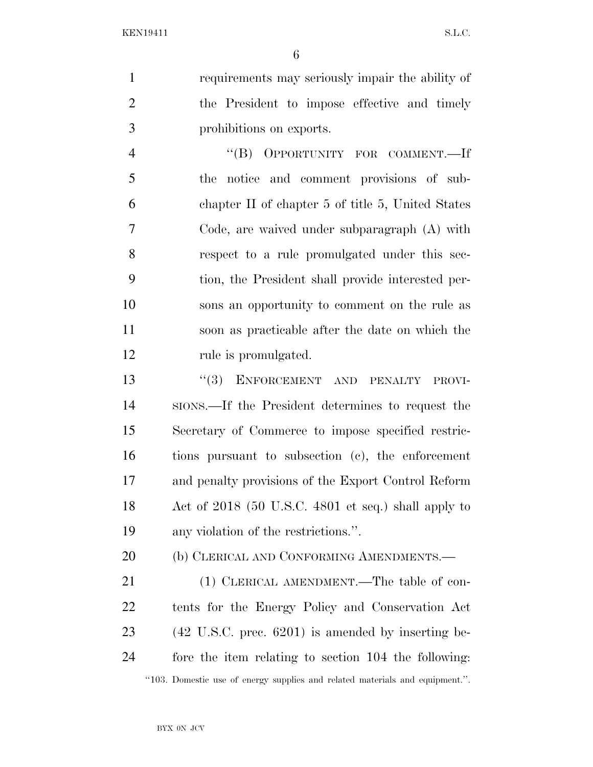requirements may seriously impair the ability of the President to impose effective and timely prohibitions on exports.

"(B) OPPORTUNITY FOR COMMENT.—If the notice and comment provisions of subchapter II of chapter 5 of title 5, United States Code, are waived under subparagraph (A) with respect to a rule promulgated under this section, the President shall provide interested persons an opportunity to comment on the rule as soon as practicable after the date on which the rule is promulgated.

"(3) ENFORCEMENT AND PENALTY PROVISIONS.—If the President determines to request the Secretary of Commerce to impose specified restrictions pursuant to subsection (c), the enforcement and penalty provisions of the Export Control Reform Act of 2018 (50 U.S.C. 4801 et seq.) shall apply to any violation of the restrictions.".

(b) CLERICAL AND CONFORMING AMENDMENTS.—

(1) CLERICAL AMENDMENT.—The table of contents for the Energy Policy and Conservation Act (42 U.S.C. prec. 6201) is amended by inserting before the item relating to section 104 the following:

"103. Domestic use of energy supplies and related materials and equipment.".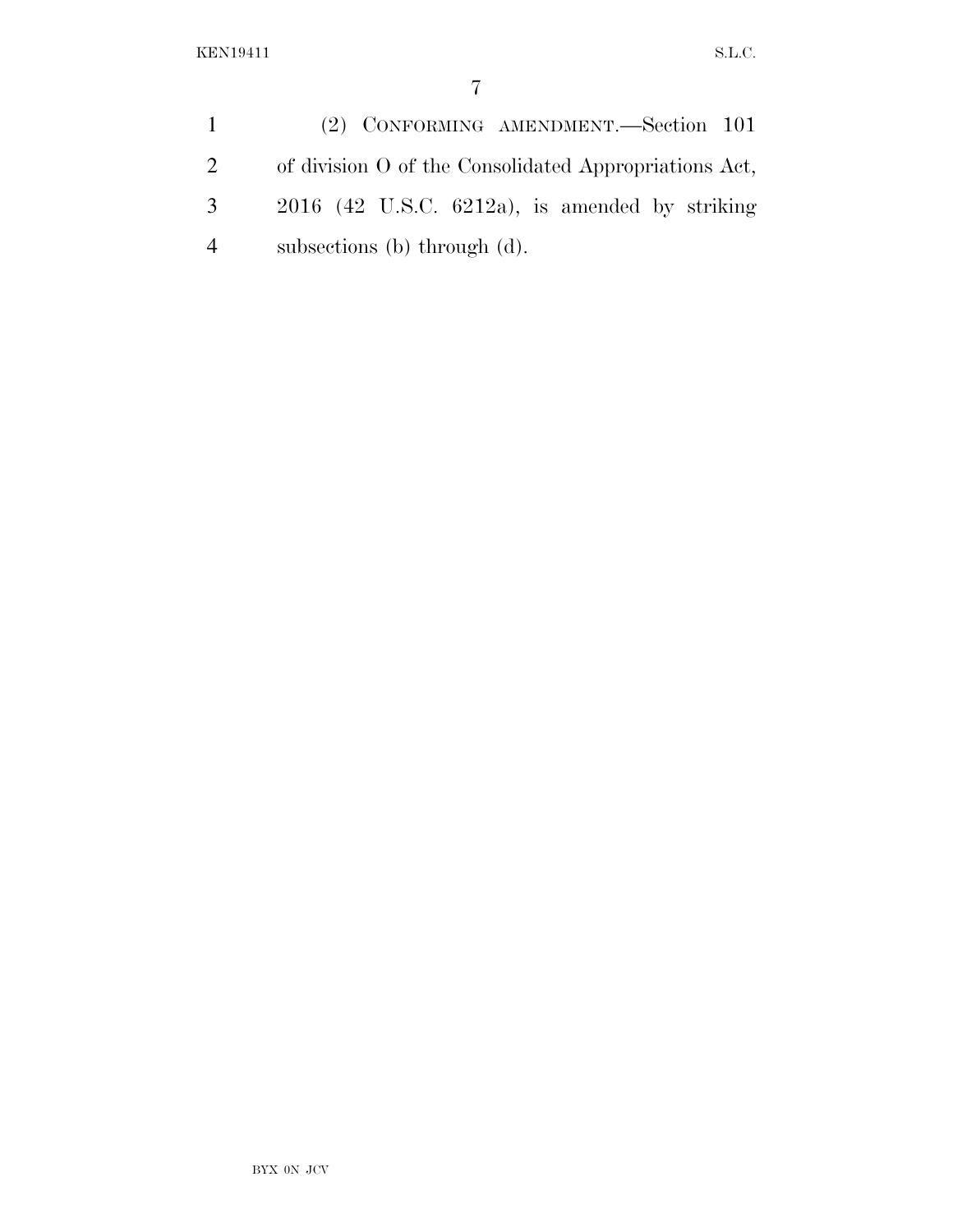(2) CONFORMING AMENDMENT.—Section 101 of division O of the Consolidated Appropriations Act, 2016 (42 U.S.C. 6212a), is amended by striking subsections (b) through (d).